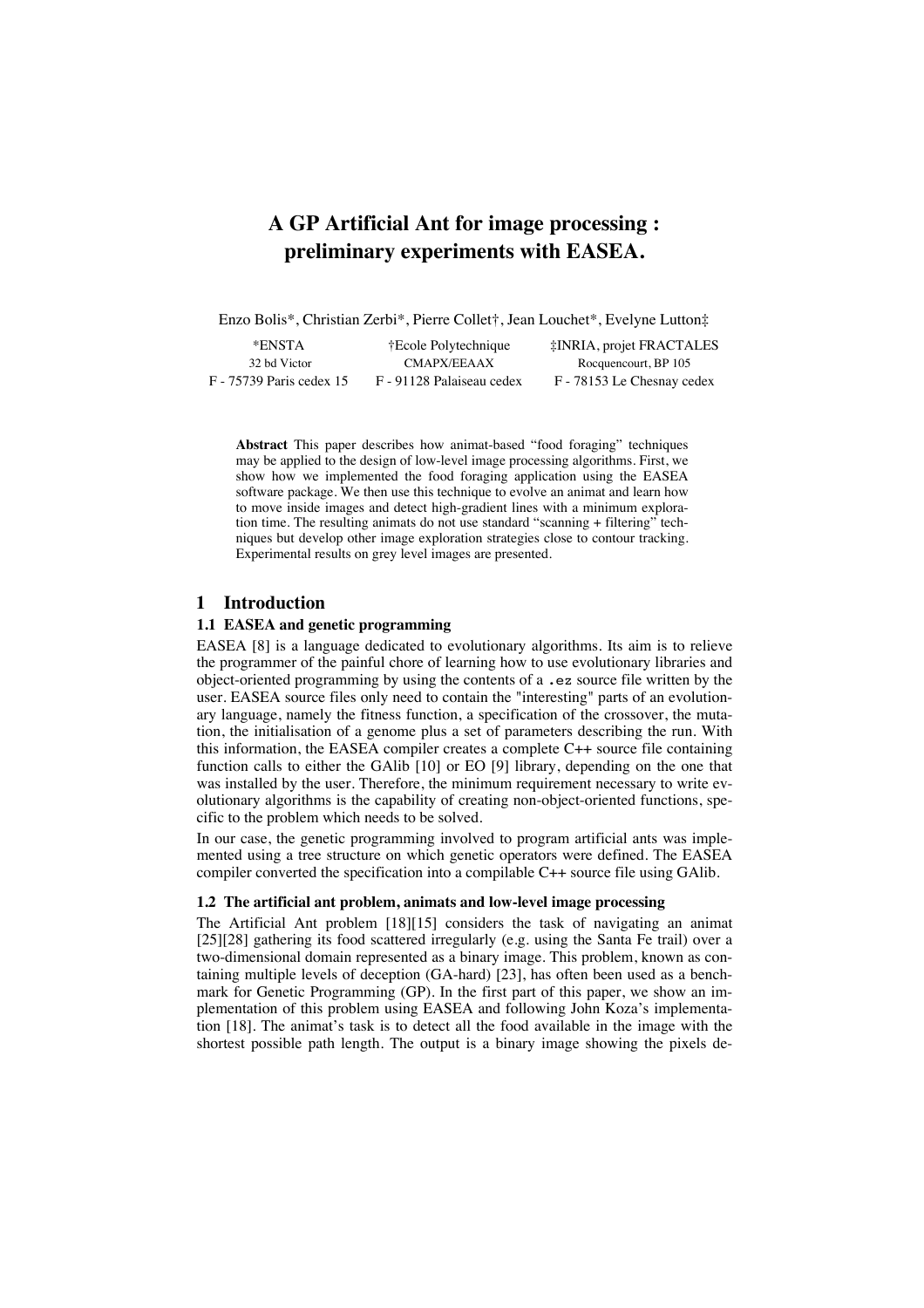# A GP Artificial Ant for image processing : preliminary experiments with EASEA.

Enzo Bolis*, Christian Zerbi*, Pierre Collet†, Jean Louchet*, Evelyne Lutton‡

| *ENSTA | †Ecole Polytechnique | ‡INRIA, projet FRACTALES |
|---|---|---|
| 32 bd Victor | CMAPX/EEAAX | Rocquencourt, BP 105 |
| F - 75739 Paris cedex 15 | F - 91128 Palaiseau cedex | F - 78153 Le Chesnay cedex |

**Abstract** This paper describes how animat-based "food foraging" techniques may be applied to the design of low-level image processing algorithms. First, we show how we implemented the food foraging application using the EASEA software package. We then use this technique to evolve an animat and learn how to move inside images and detect high-gradient lines with a minimum exploration time. The resulting animats do not use standard "scanning + filtering" techniques but develop other image exploration strategies close to contour tracking. Experimental results on grey level images are presented.

## 1 Introduction

### 1.1 EASEA and genetic programming

EASEA [8] is a language dedicated to evolutionary algorithms. Its aim is to relieve the programmer of the painful chore of learning how to use evolutionary libraries and object-oriented programming by using the contents of a `.ez` source file written by the user. EASEA source files only need to contain the "interesting" parts of an evolutionary language, namely the fitness function, a specification of the crossover, the mutation, the initialisation of a genome plus a set of parameters describing the run. With this information, the EASEA compiler creates a complete C++ source file containing function calls to either the GAlib [10] or EO [9] library, depending on the one that was installed by the user. Therefore, the minimum requirement necessary to write evolutionary algorithms is the capability of creating non-object-oriented functions, specific to the problem which needs to be solved.

In our case, the genetic programming involved to program artificial ants was implemented using a tree structure on which genetic operators were defined. The EASEA compiler converted the specification into a compilable C++ source file using GAlib.

### 1.2 The artificial ant problem, animats and low-level image processing

The Artificial Ant problem [18][15] considers the task of navigating an animat [25][28] gathering its food scattered irregularly (e.g. using the Santa Fe trail) over a two-dimensional domain represented as a binary image. This problem, known as containing multiple levels of deception (GA-hard) [23], has often been used as a benchmark for Genetic Programming (GP). In the first part of this paper, we show an implementation of this problem using EASEA and following John Koza's implementation [18]. The animat's task is to detect all the food available in the image with the shortest possible path length. The output is a binary image showing the pixels de-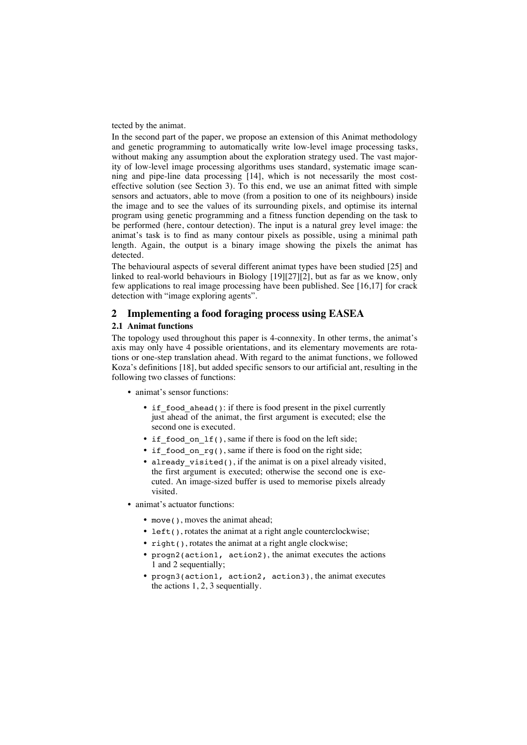tected by the animat.

In the second part of the paper, we propose an extension of this Animat methodology and genetic programming to automatically write low-level image processing tasks, without making any assumption about the exploration strategy used. The vast majority of low-level image processing algorithms uses standard, systematic image scanning and pipe-line data processing [14], which is not necessarily the most cost-effective solution (see Section 3). To this end, we use an animat fitted with simple sensors and actuators, able to move (from a position to one of its neighbours) inside the image and to see the values of its surrounding pixels, and optimise its internal program using genetic programming and a fitness function depending on the task to be performed (here, contour detection). The input is a natural grey level image: the animat's task is to find as many contour pixels as possible, using a minimal path length. Again, the output is a binary image showing the pixels the animat has detected.

The behavioural aspects of several different animat types have been studied [25] and linked to real-world behaviours in Biology [19][27][2], but as far as we know, only few applications to real image processing have been published. See [16,17] for crack detection with "image exploring agents".

## 2 Implementing a food foraging process using EASEA

### 2.1 Animat functions

The topology used throughout this paper is 4-connexity. In other terms, the animat's axis may only have 4 possible orientations, and its elementary movements are rotations or one-step translation ahead. With regard to the animat functions, we followed Koza's definitions [18], but added specific sensors to our artificial ant, resulting in the following two classes of functions:

- animat's sensor functions:
  - `if_food_ahead()`: if there is food present in the pixel currently just ahead of the animat, the first argument is executed; else the second one is executed.
  - `if_food_on_lf()`, same if there is food on the left side;
  - `if_food_on_rg()`, same if there is food on the right side;
  - `already_visited()`, if the animat is on a pixel already visited, the first argument is executed; otherwise the second one is executed. An image-sized buffer is used to memorise pixels already visited.
- animat's actuator functions:
  - `move()`, moves the animat ahead;
  - `left()`, rotates the animat at a right angle counterclockwise;
  - `right()`, rotates the animat at a right angle clockwise;
  - `progn2(action1, action2)`, the animat executes the actions 1 and 2 sequentially;
  - `progn3(action1, action2, action3)`, the animat executes the actions 1, 2, 3 sequentially.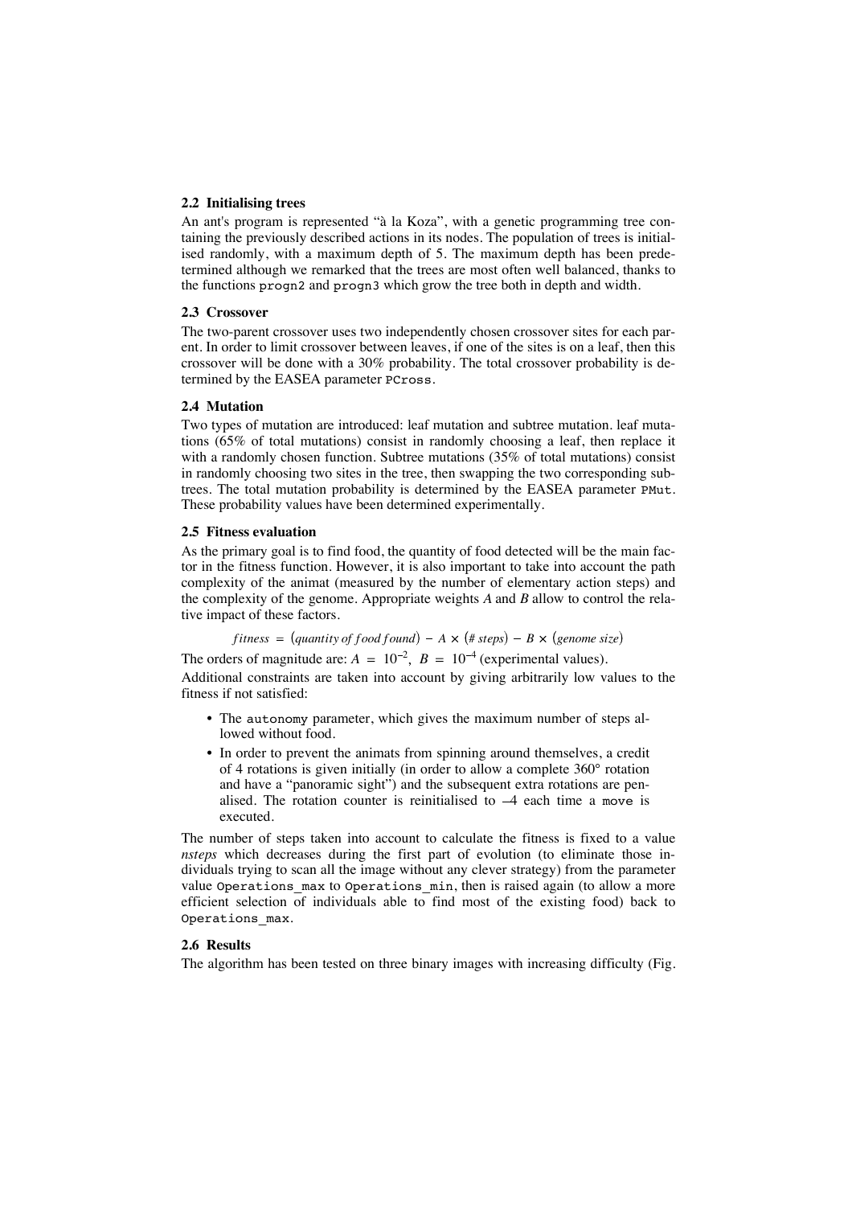### 2.2 Initialising trees

An ant's program is represented "à la Koza", with a genetic programming tree containing the previously described actions in its nodes. The population of trees is initialised randomly, with a maximum depth of 5. The maximum depth has been predetermined although we remarked that the trees are most often well balanced, thanks to the functions `progn2` and `progn3` which grow the tree both in depth and width.

### 2.3 Crossover

The two-parent crossover uses two independently chosen crossover sites for each parent. In order to limit crossover between leaves, if one of the sites is on a leaf, then this crossover will be done with a 30% probability. The total crossover probability is determined by the EASEA parameter `PCross`.

### 2.4 Mutation

Two types of mutation are introduced: leaf mutation and subtree mutation. leaf mutations (65% of total mutations) consist in randomly choosing a leaf, then replace it with a randomly chosen function. Subtree mutations (35% of total mutations) consist in randomly choosing two sites in the tree, then swapping the two corresponding subtrees. The total mutation probability is determined by the EASEA parameter `PMut`. These probability values have been determined experimentally.

### 2.5 Fitness evaluation

As the primary goal is to find food, the quantity of food detected will be the main factor in the fitness function. However, it is also important to take into account the path complexity of the animat (measured by the number of elementary action steps) and the complexity of the genome. Appropriate weights *A* and *B* allow to control the relative impact of these factors.

$$fitness = (quantity\ of\ food\ found) - A \times (\#\ steps) - B \times (genome\ size)$$

The orders of magnitude are: $A = 10^{-2}$, $B = 10^{-4}$ (experimental values).

Additional constraints are taken into account by giving arbitrarily low values to the fitness if not satisfied:

- The `autonomy` parameter, which gives the maximum number of steps allowed without food.
- In order to prevent the animats from spinning around themselves, a credit of 4 rotations is given initially (in order to allow a complete 360° rotation and have a "panoramic sight") and the subsequent extra rotations are penalised. The rotation counter is reinitialised to –4 each time a `move` is executed.

The number of steps taken into account to calculate the fitness is fixed to a value *nsteps* which decreases during the first part of evolution (to eliminate those individuals trying to scan all the image without any clever strategy) from the parameter value `Operations_max` to `Operations_min`, then is raised again (to allow a more efficient selection of individuals able to find most of the existing food) back to `Operations_max`.

### 2.6 Results

The algorithm has been tested on three binary images with increasing difficulty (Fig.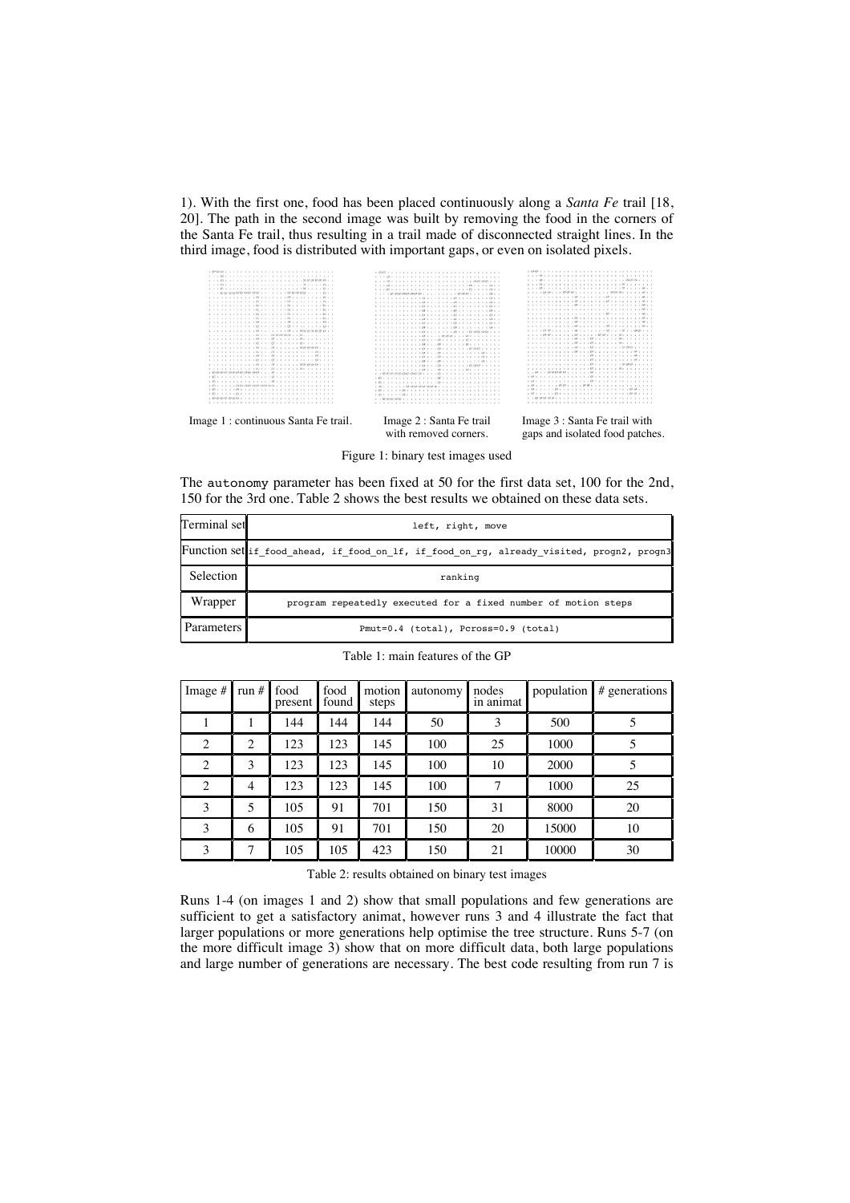1). With the first one, food has been placed continuously along a *Santa Fe* trail [18, 20]. The path in the second image was built by removing the food in the corners of the Santa Fe trail, thus resulting in a trail made of disconnected straight lines. In the third image, food is distributed with important gaps, or even on isolated pixels.

Image 1 : continuous Santa Fe trail. Image 2 : Santa Fe trail with removed corners. Image 3 : Santa Fe trail with gaps and isolated food patches.

Figure 1: binary test images used

The `autonomy` parameter has been fixed at 50 for the first data set, 100 for the 2nd, 150 for the 3rd one. Table 2 shows the best results we obtained on these data sets.

| Terminal set | `left, right, move` |
|---|---|
| Function set | `if_food_ahead, if_food_on_lf, if_food_on_rg, already_visited, progn2, progn3` |
| Selection | `ranking` |
| Wrapper | `program repeatedly executed for a fixed number of motion steps` |
| Parameters | `Pmut=0.4 (total), Pcross=0.9 (total)` |

Table 1: main features of the GP

| Image # | run # | food present | food found | motion steps | autonomy | nodes in animat | population | # generations |
|---|---|---|---|---|---|---|---|---|
| 1 | 1 | 144 | 144 | 144 | 50 | 3 | 500 | 5 |
| 2 | 2 | 123 | 123 | 145 | 100 | 25 | 1000 | 5 |
| 2 | 3 | 123 | 123 | 145 | 100 | 10 | 2000 | 5 |
| 2 | 4 | 123 | 123 | 145 | 100 | 7 | 1000 | 25 |
| 3 | 5 | 105 | 91 | 701 | 150 | 31 | 8000 | 20 |
| 3 | 6 | 105 | 91 | 701 | 150 | 20 | 15000 | 10 |
| 3 | 7 | 105 | 105 | 423 | 150 | 21 | 10000 | 30 |

Table 2: results obtained on binary test images

Runs 1-4 (on images 1 and 2) show that small populations and few generations are sufficient to get a satisfactory animat, however runs 3 and 4 illustrate the fact that larger populations or more generations help optimise the tree structure. Runs 5-7 (on the more difficult image 3) show that on more difficult data, both large populations and large number of generations are necessary. The best code resulting from run 7 is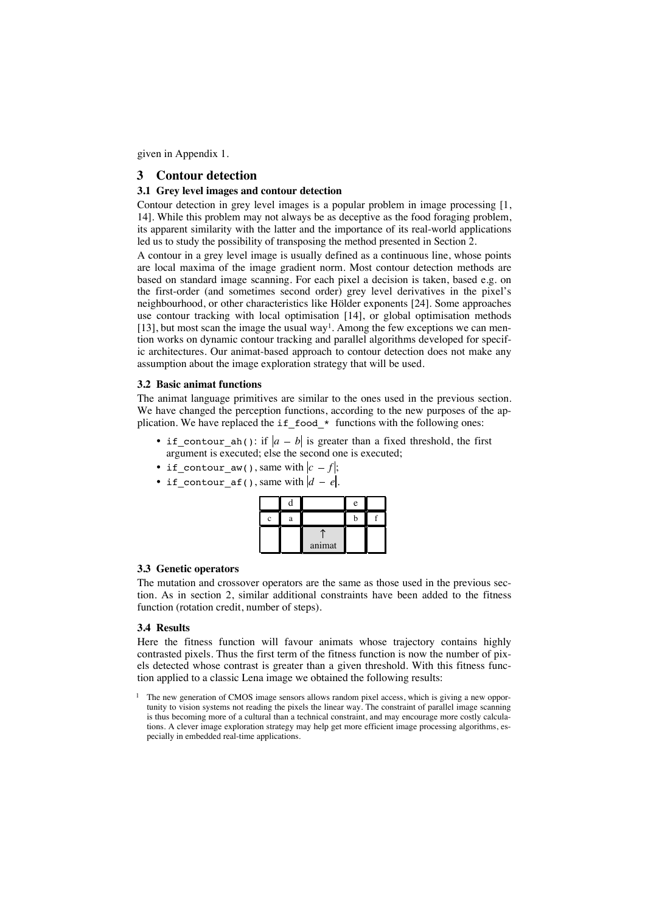given in Appendix 1.

## 3 Contour detection

### 3.1 Grey level images and contour detection

Contour detection in grey level images is a popular problem in image processing [1, 14]. While this problem may not always be as deceptive as the food foraging problem, its apparent similarity with the latter and the importance of its real-world applications led us to study the possibility of transposing the method presented in Section 2.

A contour in a grey level image is usually defined as a continuous line, whose points are local maxima of the image gradient norm. Most contour detection methods are based on standard image scanning. For each pixel a decision is taken, based e.g. on the first-order (and sometimes second order) grey level derivatives in the pixel's neighbourhood, or other characteristics like Hölder exponents [24]. Some approaches use contour tracking with local optimisation [14], or global optimisation methods [13], but most scan the image the usual way[1]. Among the few exceptions we can mention works on dynamic contour tracking and parallel algorithms developed for specific architectures. Our animat-based approach to contour detection does not make any assumption about the image exploration strategy that will be used.

### 3.2 Basic animat functions

The animat language primitives are similar to the ones used in the previous section. We have changed the perception functions, according to the new purposes of the application. We have replaced the `if_food_*` functions with the following ones:

- `if_contour_ah()`: if $|a - b|$ is greater than a fixed threshold, the first argument is executed; else the second one is executed;
- `if_contour_aw()`, same with $|c - f|$;
- `if_contour_af()`, same with $|d - e|$.

|   | d |   | e |   |
|---|---|---|---|---|
| c | a |   | b | f |
|   |   | ↑ animat |   |   |

### 3.3 Genetic operators

The mutation and crossover operators are the same as those used in the previous section. As in section 2, similar additional constraints have been added to the fitness function (rotation credit, number of steps).

### 3.4 Results

Here the fitness function will favour animats whose trajectory contains highly contrasted pixels. Thus the first term of the fitness function is now the number of pixels detected whose contrast is greater than a given threshold. With this fitness function applied to a classic Lena image we obtained the following results:

[1] The new generation of CMOS image sensors allows random pixel access, which is giving a new opportunity to vision systems not reading the pixels the linear way. The constraint of parallel image scanning is thus becoming more of a cultural than a technical constraint, and may encourage more costly calculations. A clever image exploration strategy may help get more efficient image processing algorithms, especially in embedded real-time applications.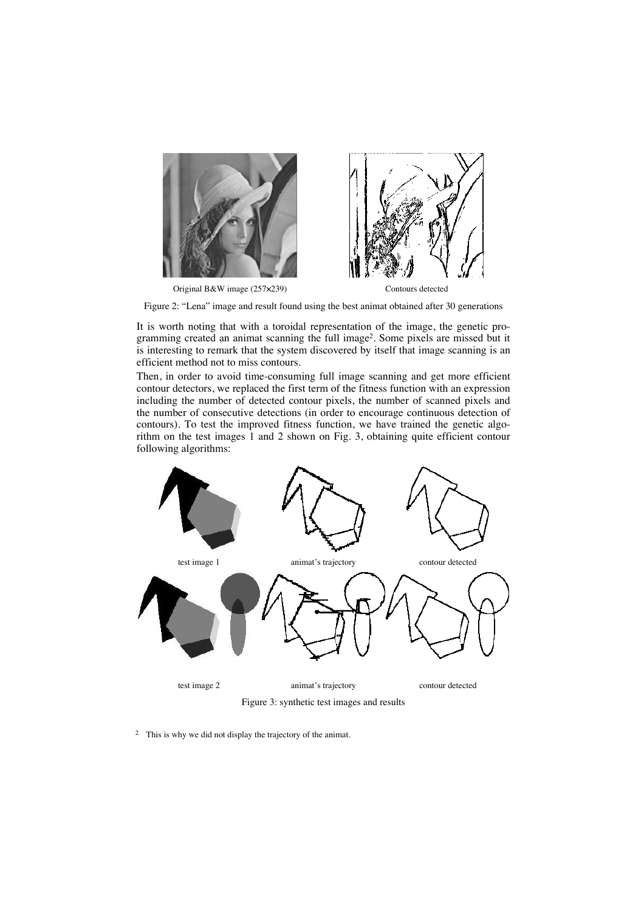Original B&W image (257×239)

Contours detected

Figure 2: "Lena" image and result found using the best animat obtained after 30 generations

It is worth noting that with a toroidal representation of the image, the genetic programming created an animat scanning the full image[2]. Some pixels are missed but it is interesting to remark that the system discovered by itself that image scanning is an efficient method not to miss contours.

Then, in order to avoid time-consuming full image scanning and get more efficient contour detectors, we replaced the first term of the fitness function with an expression including the number of detected contour pixels, the number of scanned pixels and the number of consecutive detections (in order to encourage continuous detection of contours). To test the improved fitness function, we have trained the genetic algorithm on the test images 1 and 2 shown on Fig. 3, obtaining quite efficient contour following algorithms:

test image 1 | animat's trajectory | contour detected

test image 2 | animat's trajectory | contour detected

Figure 3: synthetic test images and results

[2] This is why we did not display the trajectory of the animat.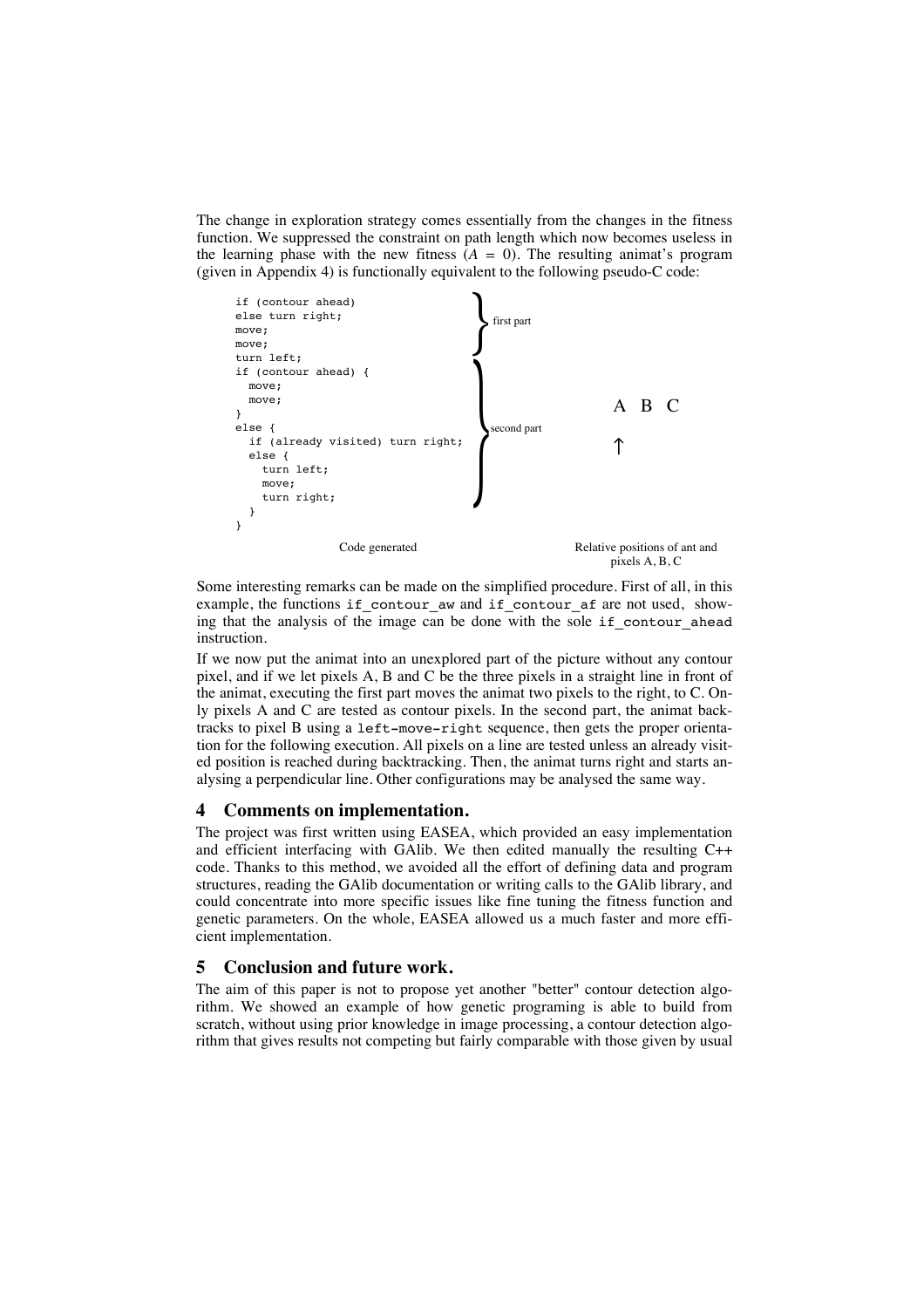The change in exploration strategy comes essentially from the changes in the fitness function. We suppressed the constraint on path length which now becomes useless in the learning phase with the new fitness ($A = 0$). The resulting animat's program (given in Appendix 4) is functionally equivalent to the following pseudo-C code:

```
if (contour ahead)
else turn right;
move;
move;
turn left;
if (contour ahead) {
  move;
  move;
}
else {
  if (already visited) turn right;
  else {
    turn left;
    move;
    turn right;
  }
}
```

first part

second part

A B C

↑

Code generated

Relative positions of ant and pixels A, B, C

Some interesting remarks can be made on the simplified procedure. First of all, in this example, the functions `if_contour_aw` and `if_contour_af` are not used, showing that the analysis of the image can be done with the sole `if_contour_ahead` instruction.

If we now put the animat into an unexplored part of the picture without any contour pixel, and if we let pixels A, B and C be the three pixels in a straight line in front of the animat, executing the first part moves the animat two pixels to the right, to C. Only pixels A and C are tested as contour pixels. In the second part, the animat backtracks to pixel B using a `left-move-right` sequence, then gets the proper orientation for the following execution. All pixels on a line are tested unless an already visited position is reached during backtracking. Then, the animat turns right and starts analysing a perpendicular line. Other configurations may be analysed the same way.

## 4 Comments on implementation.

The project was first written using EASEA, which provided an easy implementation and efficient interfacing with GAlib. We then edited manually the resulting C++ code. Thanks to this method, we avoided all the effort of defining data and program structures, reading the GAlib documentation or writing calls to the GAlib library, and could concentrate into more specific issues like fine tuning the fitness function and genetic parameters. On the whole, EASEA allowed us a much faster and more efficient implementation.

## 5 Conclusion and future work.

The aim of this paper is not to propose yet another "better" contour detection algorithm. We showed an example of how genetic programing is able to build from scratch, without using prior knowledge in image processing, a contour detection algorithm that gives results not competing but fairly comparable with those given by usual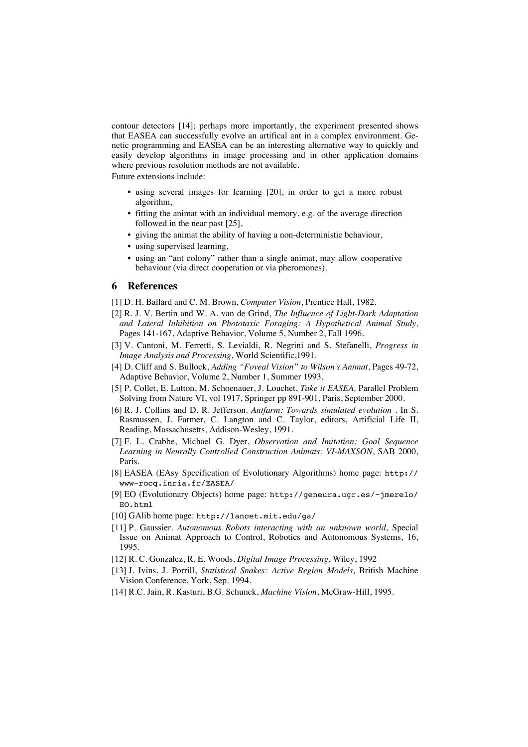contour detectors [14]; perhaps more importantly, the experiment presented shows that EASEA can successfully evolve an artifical ant in a complex environment. Genetic programming and EASEA can be an interesting alternative way to quickly and easily develop algorithms in image processing and in other application domains where previous resolution methods are not available.

Future extensions include:

- using several images for learning [20], in order to get a more robust algorithm,
- fitting the animat with an individual memory, e.g. of the average direction followed in the near past [25],
- giving the animat the ability of having a non-deterministic behaviour,
- using supervised learning,
- using an "ant colony" rather than a single animat, may allow cooperative behaviour (via direct cooperation or via pheromones).

## 6 References

[1] D. H. Ballard and C. M. Brown, *Computer Vision*, Prentice Hall, 1982.

[2] R. J. V. Bertin and W. A. van de Grind, *The Influence of Light-Dark Adaptation and Lateral Inhibition on Phototaxic Foraging: A Hypothetical Animal Study*, Pages 141-167, Adaptive Behavior, Volume 5, Number 2, Fall 1996.

[3] V. Cantoni, M. Ferretti, S. Levialdi, R. Negrini and S. Stefanelli, *Progress in Image Analysis and Processing*, World Scientific,1991.

[4] D. Cliff and S. Bullock, *Adding "Foveal Vision" to Wilson's Animat*, Pages 49-72, Adaptive Behavior, Volume 2, Number 1, Summer 1993.

[5] P. Collet, E. Lutton, M. Schoenauer, J. Louchet, *Take it EASEA,* Parallel Problem Solving from Nature VI, vol 1917, Springer pp 891-901, Paris, September 2000.

[6] R. J. Collins and D. R. Jefferson. *Antfarm: Towards simulated evolution* . In S. Rasmussen, J. Farmer, C. Langton and C. Taylor, editors, Artificial Life II, Reading, Massachusetts, Addison-Wesley, 1991.

[7] F. L. Crabbe, Michael G. Dyer, *Observation and Imitation: Goal Sequence Learning in Neurally Controlled Construction Animats: VI-MAXSON*, SAB 2000, Paris.

[8] EASEA (EAsy Specification of Evolutionary Algorithms) home page: `http://www-rocq.inria.fr/EASEA/`

[9] EO (Evolutionary Objects) home page: `http://geneura.ugr.es/~jmerelo/EO.html`

[10] GAlib home page: `http://lancet.mit.edu/ga/`

[11] P. Gaussier. *Autonomous Robots interacting with an unknown world,* Special Issue on Animat Approach to Control, Robotics and Autonomous Systems, 16, 1995.

[12] R. C. Gonzalez, R. E. Woods, *Digital Image Processing*, Wiley, 1992

[13] J. Ivins, J. Porrill, *Statistical Snakes: Active Region Models,* British Machine Vision Conference, York, Sep. 1994.

[14] R.C. Jain, R. Kasturi, B.G. Schunck, *Machine Vision*, McGraw-Hill, 1995.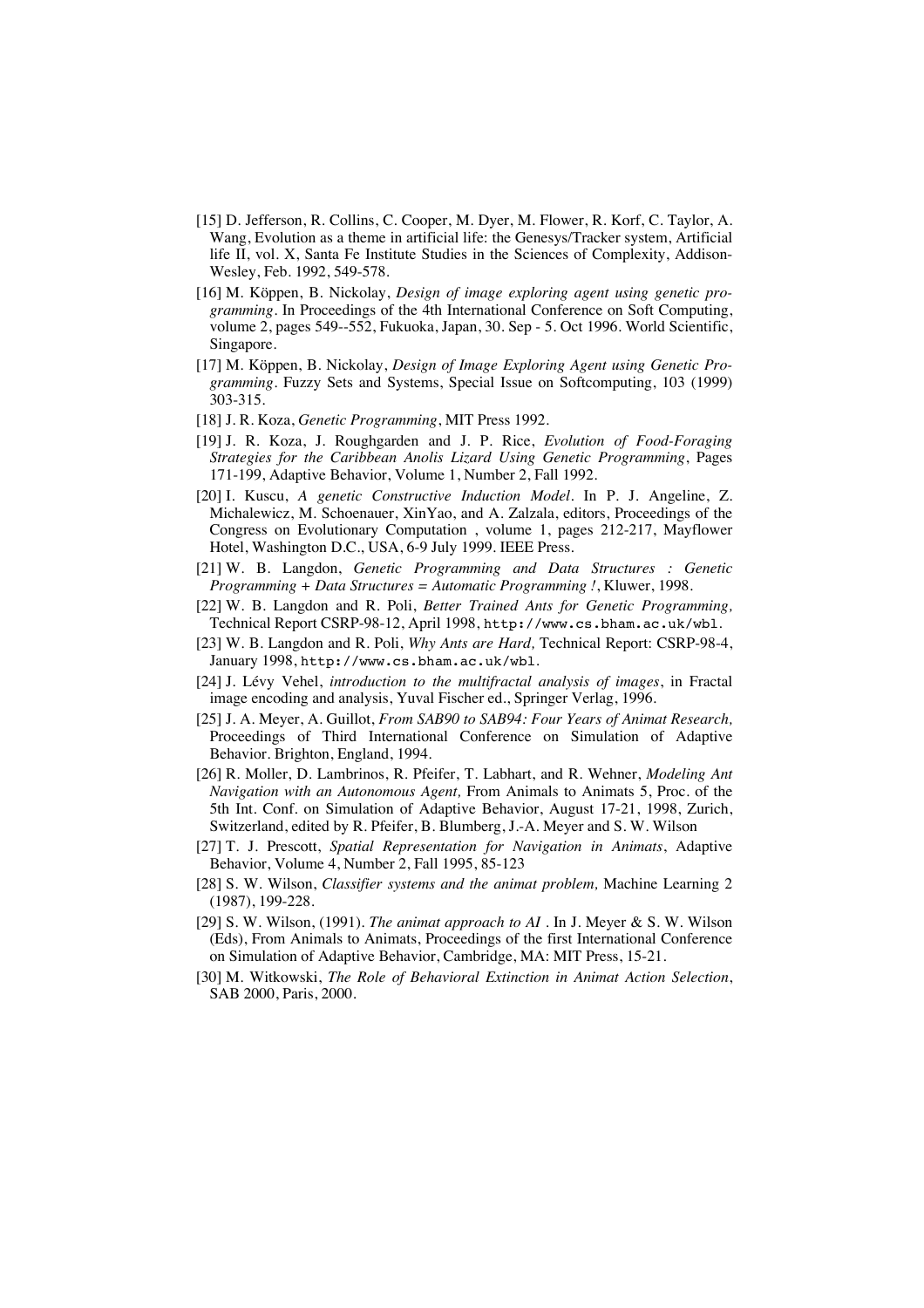[15] D. Jefferson, R. Collins, C. Cooper, M. Dyer, M. Flower, R. Korf, C. Taylor, A. Wang, Evolution as a theme in artificial life: the Genesys/Tracker system, Artificial life II, vol. X, Santa Fe Institute Studies in the Sciences of Complexity, Addison-Wesley, Feb. 1992, 549-578.

[16] M. Köppen, B. Nickolay, *Design of image exploring agent using genetic programming*. In Proceedings of the 4th International Conference on Soft Computing, volume 2, pages 549--552, Fukuoka, Japan, 30. Sep - 5. Oct 1996. World Scientific, Singapore.

[17] M. Köppen, B. Nickolay, *Design of Image Exploring Agent using Genetic Programming*. Fuzzy Sets and Systems, Special Issue on Softcomputing, 103 (1999) 303-315.

[18] J. R. Koza, *Genetic Programming*, MIT Press 1992.

[19] J. R. Koza, J. Roughgarden and J. P. Rice, *Evolution of Food-Foraging Strategies for the Caribbean Anolis Lizard Using Genetic Programming*, Pages 171-199, Adaptive Behavior, Volume 1, Number 2, Fall 1992.

[20] I. Kuscu, *A genetic Constructive Induction Model*. In P. J. Angeline, Z. Michalewicz, M. Schoenauer, XinYao, and A. Zalzala, editors, Proceedings of the Congress on Evolutionary Computation , volume 1, pages 212-217, Mayflower Hotel, Washington D.C., USA, 6-9 July 1999. IEEE Press.

[21] W. B. Langdon, *Genetic Programming and Data Structures : Genetic Programming + Data Structures = Automatic Programming !*, Kluwer, 1998.

[22] W. B. Langdon and R. Poli, *Better Trained Ants for Genetic Programming,* Technical Report CSRP-98-12, April 1998, `http://www.cs.bham.ac.uk/wbl`.

[23] W. B. Langdon and R. Poli, *Why Ants are Hard,* Technical Report: CSRP-98-4, January 1998, `http://www.cs.bham.ac.uk/wbl`.

[24] J. Lévy Vehel, *introduction to the multifractal analysis of images*, in Fractal image encoding and analysis, Yuval Fischer ed., Springer Verlag, 1996.

[25] J. A. Meyer, A. Guillot, *From SAB90 to SAB94: Four Years of Animat Research,* Proceedings of Third International Conference on Simulation of Adaptive Behavior. Brighton, England, 1994.

[26] R. Moller, D. Lambrinos, R. Pfeifer, T. Labhart, and R. Wehner, *Modeling Ant Navigation with an Autonomous Agent,* From Animals to Animats 5, Proc. of the 5th Int. Conf. on Simulation of Adaptive Behavior, August 17-21, 1998, Zurich, Switzerland, edited by R. Pfeifer, B. Blumberg, J.-A. Meyer and S. W. Wilson

[27] T. J. Prescott, *Spatial Representation for Navigation in Animats*, Adaptive Behavior, Volume 4, Number 2, Fall 1995, 85-123

[28] S. W. Wilson, *Classifier systems and the animat problem,* Machine Learning 2 (1987), 199-228.

[29] S. W. Wilson, (1991). *The animat approach to AI* . In J. Meyer & S. W. Wilson (Eds), From Animals to Animats, Proceedings of the first International Conference on Simulation of Adaptive Behavior, Cambridge, MA: MIT Press, 15-21.

[30] M. Witkowski, *The Role of Behavioral Extinction in Animat Action Selection*, SAB 2000, Paris, 2000.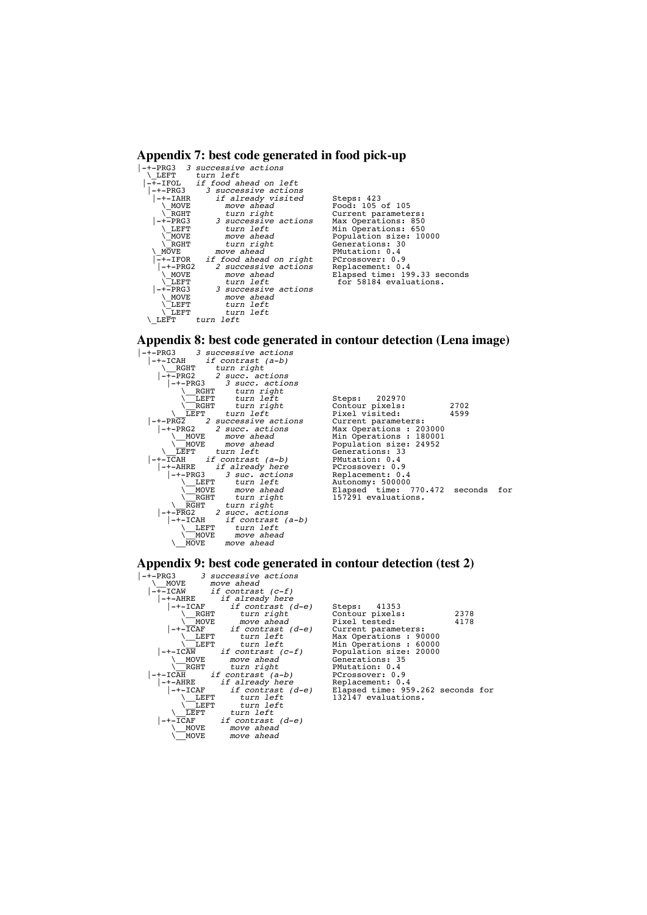## Appendix 7: best code generated in food pick-up

```
|-+-PRG3  3 successive actions
  \_LEFT    turn left
 |-+-IFOL   if food ahead on left
  |-+-PRG3    3 successive actions
   |-+-IAHR     if already visited
     \_MOVE       move ahead
     \_RGHT       turn right
   |-+-PRG3     3 successive actions
     \_LEFT       turn left
     \_MOVE       move ahead
     \_RGHT       turn right
   \_MOVE       move ahead
  |-+-IFOR   if food ahead on right
   |-+-PRG2    2 successive actions
     \_MOVE       move ahead
     \_LEFT       turn left
   |-+-PRG3    3 successive actions
     \_MOVE       move ahead
     \_LEFT       turn left
     \_LEFT       turn left
  \_LEFT    turn left
```

```
Steps: 423
Food: 105 of 105
Current parameters:
Max Operations: 850
Min Operations: 650
Population size: 10000
Generations: 30
PMutation: 0.4
PCrossover: 0.9
Replacement: 0.4
Elapsed time: 199.33 seconds
 for 58184 evaluations.
```

## Appendix 8: best code generated in contour detection (Lena image)

```
|-+-PRG3    3 successive actions
  |-+-ICAH    if contrast (a-b)
    \__RGHT    turn right
   |-+-PRG2    2 succ. actions
     |-+-PRG3    3 succ. actions
        \__RGHT    turn right
        \__LEFT    turn left
        \__RGHT    turn right
      \__LEFT    turn left
  |-+-PRG2    2 successive actions
    |-+-PRG2    2 succ. actions
       \__MOVE    move ahead
       \__MOVE    move ahead
     \__LEFT    turn left
  |-+-ICAH    if contrast (a-b)
    |-+-AHRE    if already here
      |-+-PRG3    3 suc. actions
         \__LEFT    turn left
         \__MOVE    move ahead
         \__RGHT    turn right
      \__RGHT    turn right
    |-+-PRG2    2 succ. actions
      |-+-ICAH    if contrast (a-b)
         \__LEFT    turn left
         \__MOVE    move ahead
      \__MOVE    move ahead
```

```
Steps:   202970
Contour pixels:          2702
Pixel visited:           4599
Current parameters:
Max Operations : 203000
Min Operations : 180001
Population size: 24952
Generations: 33
PMutation: 0.4
PCrossover: 0.9
Replacement: 0.4
Autonomy: 500000
Elapsed  time:  770.472  seconds  for
157291 evaluations.
```

## Appendix 9: best code generated in contour detection (test 2)

```
|-+-PRG3    3 successive actions
  \__MOVE    move ahead
  |-+-ICAW    if contrast (c-f)
    |-+-AHRE    if already here
      |-+-ICAF    if contrast (d-e)
         \__RGHT    turn right
         \__MOVE    move ahead
      |-+-ICAF    if contrast (d-e)
         \__LEFT    turn left
         \__LEFT    turn left
    |-+-ICAW    if contrast (c-f)
       \__MOVE    move ahead
       \__RGHT    turn right
  |-+-ICAH    if contrast (a-b)
    |-+-AHRE    if already here
      |-+-ICAF    if contrast (d-e)
         \__LEFT    turn left
         \__LEFT    turn left
      \__LEFT    turn left
    |-+-ICAF    if contrast (d-e)
       \__MOVE    move ahead
       \__MOVE    move ahead
```

```
Steps:   41353
Contour pixels:          2378
Pixel tested:            4178
Current parameters:
Max Operations : 90000
Min Operations : 60000
Population size: 20000
Generations: 35
PMutation: 0.4
PCrossover: 0.9
Replacement: 0.4
Elapsed time: 959.262 seconds for
132147 evaluations.
```